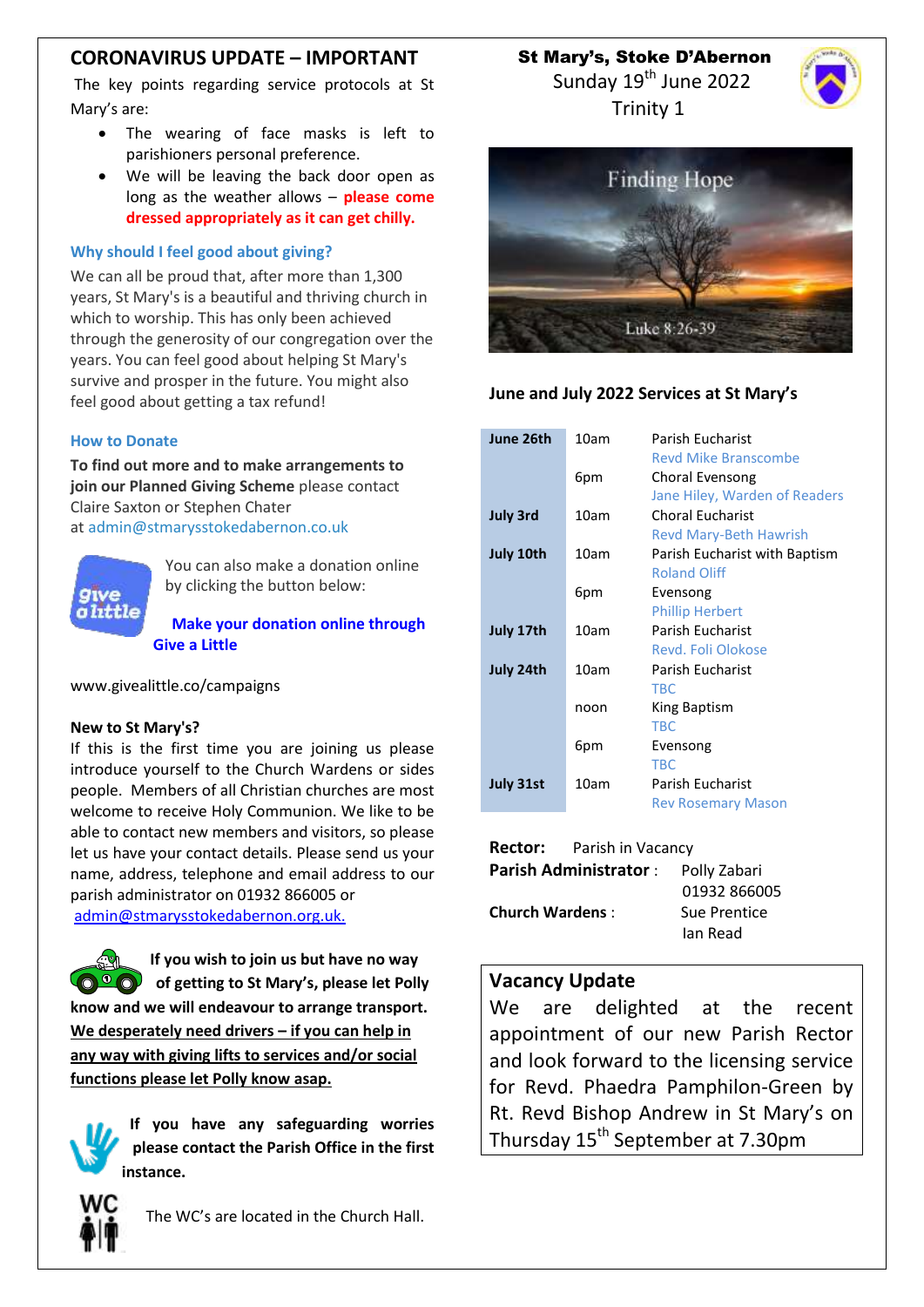## CORONAVIRUS UPDATE – IMPORTANT

The key points regarding service protocols at St Mary's are:

- The wearing of face masks is left to parishioners personal preference.
- We will be leaving the back door open as long as the weather allows – **please come dressed appropriately as it can get chilly.**

### Why should I feel good about giving?

We can all be proud that, after more than 1,300 years, St Mary's is a beautiful and thriving church in which to worship. This has only been achieved through the generosity of our congregation over the years. You can feel good about helping St Mary's survive and prosper in the future. You might also feel good about getting a tax refund!

### How to Donate

**To find out more and to make arrangements to join our Planned Giving Scheme** please contact Claire Saxton or Stephen Chater at admin@stmarysstokedabernon.co.uk

You can also make a donation online by clicking the button below:

**Make your donation online through Give a Little**

www.givealittle.co/campaigns

**New to St Mary's?**

If this is the first time you are joining us please introduce yourself to the Church Wardens or sides people. Members of all Christian churches are most welcome to receive Holy Communion. We like to be able to contact new members and visitors, so please let us have your contact details. Please send us your name, address, telephone and email address to our parish administrator on 01932 866005 or admin@stmarysstokedabernon.org.uk.

**If you wish to join us but have no way of getting to St Mary's, please let Polly know and we will endeavour to arrange transport. We desperately need drivers – if you can help in any way with giving lifts to services and/or social functions please let Polly know asap.**

**If you have any safeguarding worries please contact the Parish Office in the first instance.**

The WC's are located in the Church Hall.

# St Mary's, Stoke D'Abernon

Sunday 19th June 2022

Trinity 1

Finding Hope

Luke 8:26-39

### June and July 2022 Services at St Mary's

| Date | Time | Service |
|---|---|---|
| **June 26th** | 10am | Parish Eucharist<br>Revd Mike Branscombe |
| | 6pm | Choral Evensong<br>Jane Hiley, Warden of Readers |
| **July 3rd** | 10am | Choral Eucharist<br>Revd Mary-Beth Hawrish |
| **July 10th** | 10am | Parish Eucharist with Baptism<br>Roland Oliff |
| | 6pm | Evensong<br>Phillip Herbert |
| **July 17th** | 10am | Parish Eucharist<br>Revd. Foli Olokose |
| **July 24th** | 10am | Parish Eucharist<br>TBC |
| | noon | King Baptism<br>TBC |
| | 6pm | Evensong<br>TBC |
| **July 31st** | 10am | Parish Eucharist<br>Rev Rosemary Mason |

**Rector:** Parish in Vacancy
**Parish Administrator :** Polly Zabari, 01932 866005
**Church Wardens :** Sue Prentice, Ian Read

## Vacancy Update

We are delighted at the recent appointment of our new Parish Rector and look forward to the licensing service for Revd. Phaedra Pamphilon-Green by Rt. Revd Bishop Andrew in St Mary's on Thursday 15th September at 7.30pm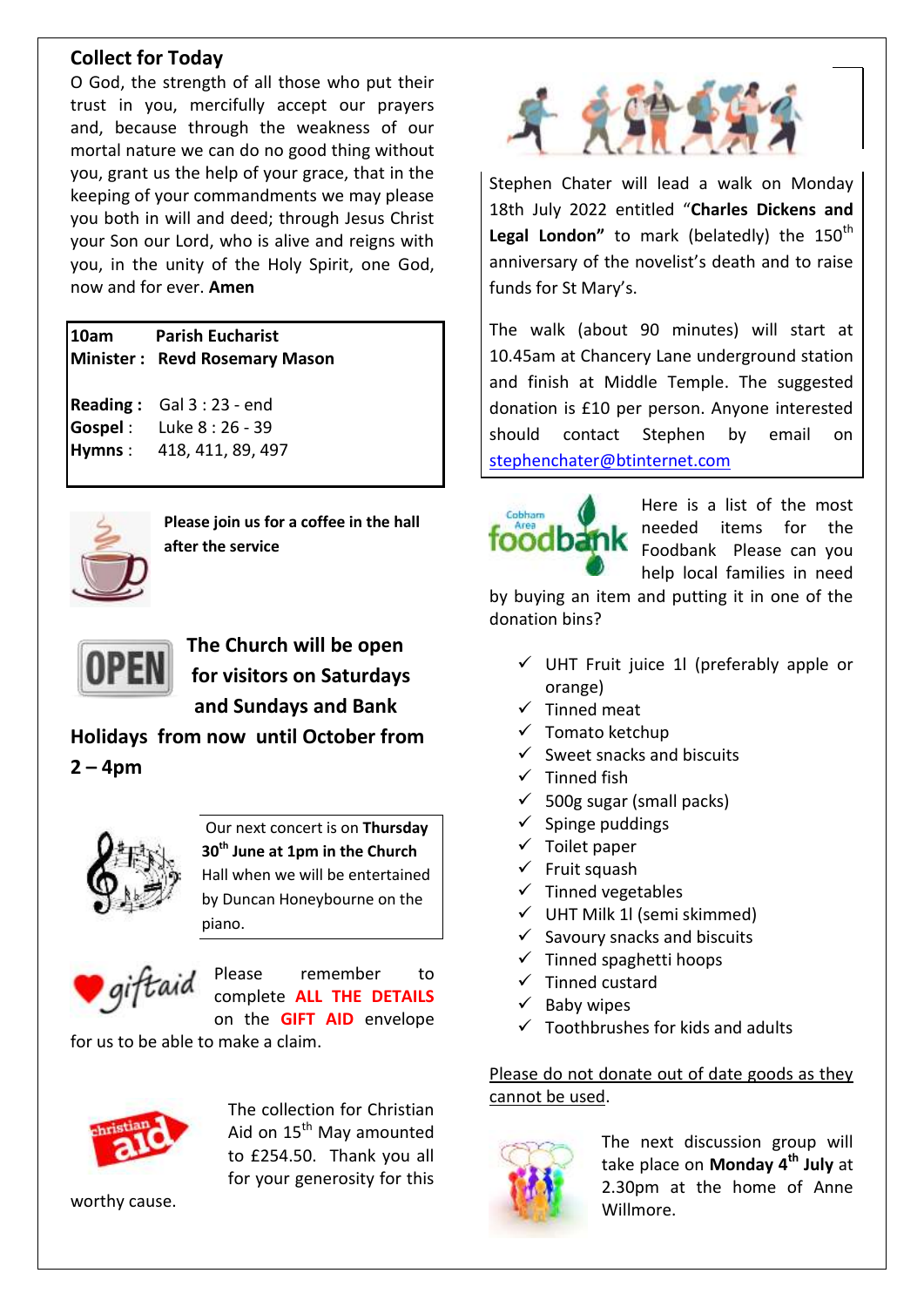## Collect for Today

O God, the strength of all those who put their trust in you, mercifully accept our prayers and, because through the weakness of our mortal nature we can do no good thing without you, grant us the help of your grace, that in the keeping of your commandments we may please you both in will and deed; through Jesus Christ your Son our Lord, who is alive and reigns with you, in the unity of the Holy Spirit, one God, now and for ever. **Amen**

| | |
|---|---|
| **10am** | **Parish Eucharist** |
| **Minister :** | **Revd Rosemary Mason** |
| **Reading :** | Gal 3 : 23 - end |
| **Gospel :** | Luke 8 : 26 - 39 |
| **Hymns :** | 418, 411, 89, 497 |

**Please join us for a coffee in the hall after the service**

**The Church will be open for visitors on Saturdays and Sundays and Bank Holidays from now until October from 2 – 4pm**

Our next concert is on **Thursday 30th June at 1pm in the Church** Hall when we will be entertained by Duncan Honeybourne on the piano.

Please remember to complete **ALL THE DETAILS** on the **GIFT AID** envelope for us to be able to make a claim.

The collection for Christian Aid on 15th May amounted to £254.50. Thank you all for your generosity for this worthy cause.

Stephen Chater will lead a walk on Monday 18th July 2022 entitled "**Charles Dickens and Legal London"** to mark (belatedly) the 150th anniversary of the novelist's death and to raise funds for St Mary's.

The walk (about 90 minutes) will start at 10.45am at Chancery Lane underground station and finish at Middle Temple. The suggested donation is £10 per person. Anyone interested should contact Stephen by email on stephenchater@btinternet.com

Here is a list of the most needed items for the Foodbank Please can you help local families in need by buying an item and putting it in one of the donation bins?

- ✓ UHT Fruit juice 1l (preferably apple or orange)
- ✓ Tinned meat
- ✓ Tomato ketchup
- ✓ Sweet snacks and biscuits
- ✓ Tinned fish
- ✓ 500g sugar (small packs)
- ✓ Spinge puddings
- ✓ Toilet paper
- ✓ Fruit squash
- ✓ Tinned vegetables
- ✓ UHT Milk 1l (semi skimmed)
- ✓ Savoury snacks and biscuits
- ✓ Tinned spaghetti hoops
- ✓ Tinned custard
- ✓ Baby wipes
- ✓ Toothbrushes for kids and adults

Please do not donate out of date goods as they cannot be used.

The next discussion group will take place on **Monday 4th July** at 2.30pm at the home of Anne Willmore.